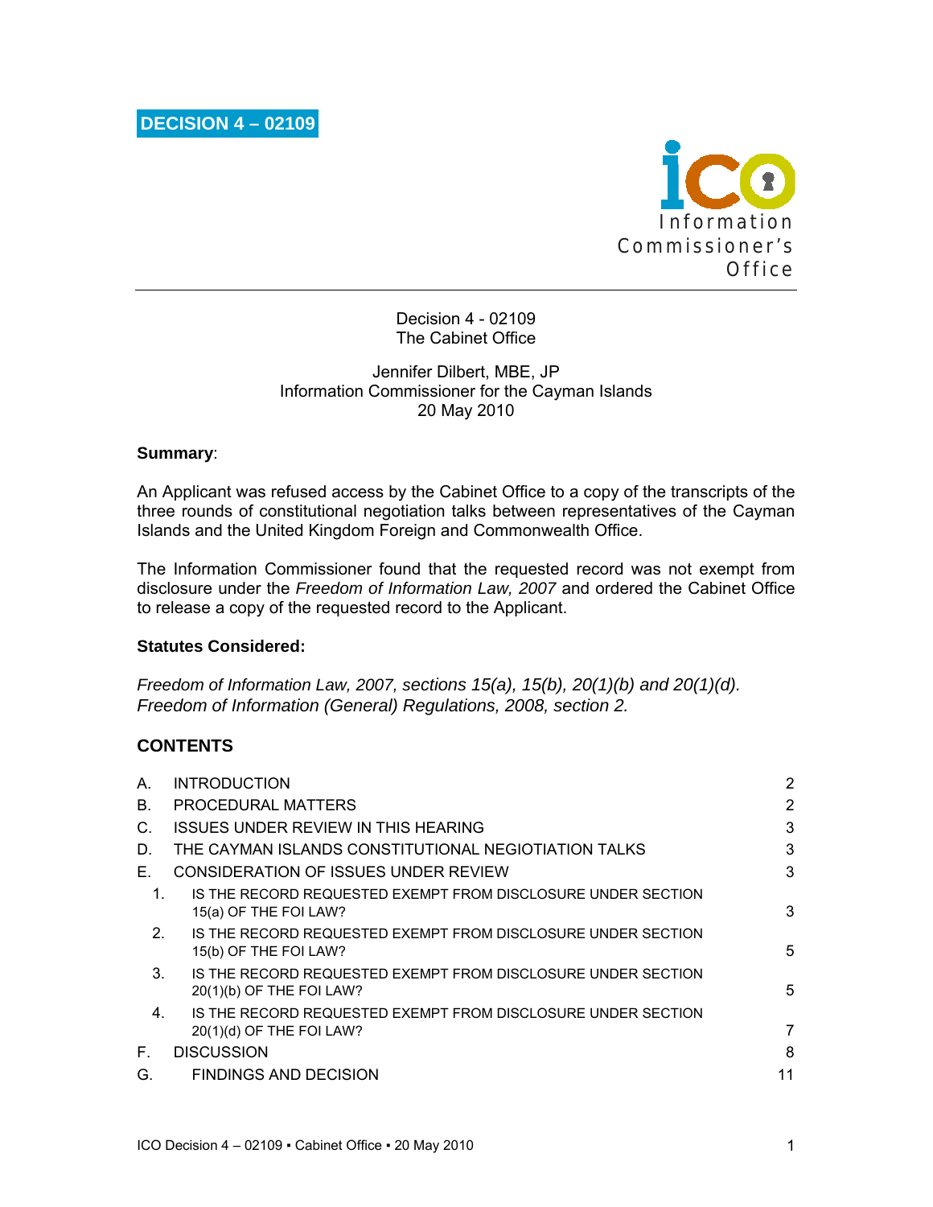# DECISION 4 – 02109

Information Commissioner's Office

Decision 4 - 02109
The Cabinet Office

Jennifer Dilbert, MBE, JP
Information Commissioner for the Cayman Islands
20 May 2010

**Summary**:

An Applicant was refused access by the Cabinet Office to a copy of the transcripts of the three rounds of constitutional negotiation talks between representatives of the Cayman Islands and the United Kingdom Foreign and Commonwealth Office.

The Information Commissioner found that the requested record was not exempt from disclosure under the *Freedom of Information Law, 2007* and ordered the Cabinet Office to release a copy of the requested record to the Applicant.

**Statutes Considered:**

*Freedom of Information Law, 2007, sections 15(a), 15(b), 20(1)(b) and 20(1)(d).*
*Freedom of Information (General) Regulations, 2008, section 2.*

## CONTENTS

| | | |
|---|---|---|
| A. | INTRODUCTION | 2 |
| B. | PROCEDURAL MATTERS | 2 |
| C. | ISSUES UNDER REVIEW IN THIS HEARING | 3 |
| D. | THE CAYMAN ISLANDS CONSTITUTIONAL NEGIOTIATION TALKS | 3 |
| E. | CONSIDERATION OF ISSUES UNDER REVIEW | 3 |
| 1. | IS THE RECORD REQUESTED EXEMPT FROM DISCLOSURE UNDER SECTION 15(a) OF THE FOI LAW? | 3 |
| 2. | IS THE RECORD REQUESTED EXEMPT FROM DISCLOSURE UNDER SECTION 15(b) OF THE FOI LAW? | 5 |
| 3. | IS THE RECORD REQUESTED EXEMPT FROM DISCLOSURE UNDER SECTION 20(1)(b) OF THE FOI LAW? | 5 |
| 4. | IS THE RECORD REQUESTED EXEMPT FROM DISCLOSURE UNDER SECTION 20(1)(d) OF THE FOI LAW? | 7 |
| F. | DISCUSSION | 8 |
| G. | FINDINGS AND DECISION | 11 |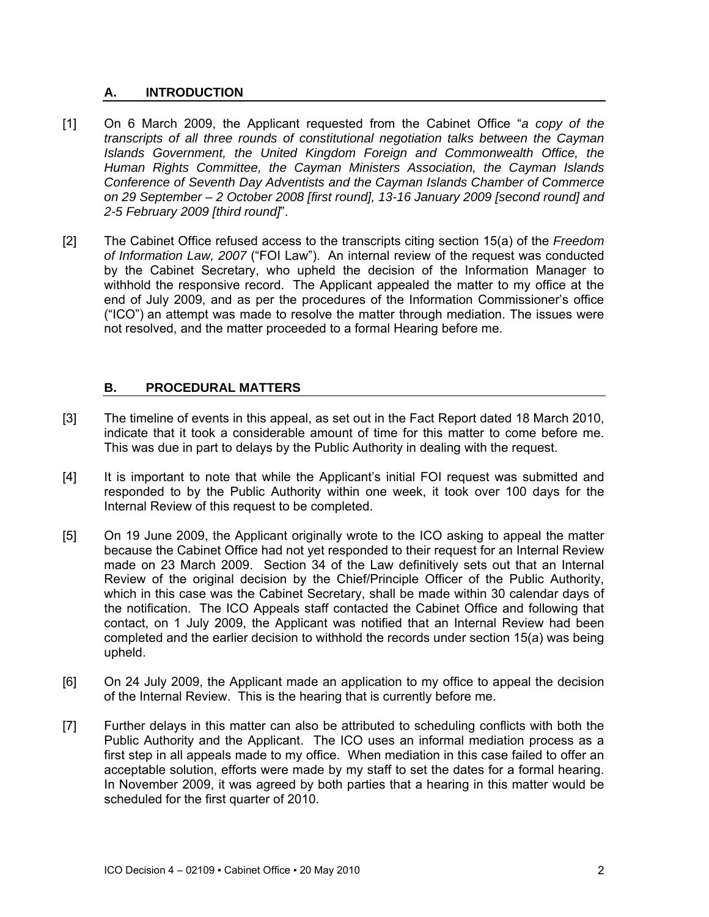## A. INTRODUCTION

[1] On 6 March 2009, the Applicant requested from the Cabinet Office "*a copy of the transcripts of all three rounds of constitutional negotiation talks between the Cayman Islands Government, the United Kingdom Foreign and Commonwealth Office, the Human Rights Committee, the Cayman Ministers Association, the Cayman Islands Conference of Seventh Day Adventists and the Cayman Islands Chamber of Commerce on 29 September – 2 October 2008 [first round], 13-16 January 2009 [second round] and 2-5 February 2009 [third round]*".

[2] The Cabinet Office refused access to the transcripts citing section 15(a) of the *Freedom of Information Law, 2007* ("FOI Law"). An internal review of the request was conducted by the Cabinet Secretary, who upheld the decision of the Information Manager to withhold the responsive record. The Applicant appealed the matter to my office at the end of July 2009, and as per the procedures of the Information Commissioner's office ("ICO") an attempt was made to resolve the matter through mediation. The issues were not resolved, and the matter proceeded to a formal Hearing before me.

## B. PROCEDURAL MATTERS

[3] The timeline of events in this appeal, as set out in the Fact Report dated 18 March 2010, indicate that it took a considerable amount of time for this matter to come before me. This was due in part to delays by the Public Authority in dealing with the request.

[4] It is important to note that while the Applicant's initial FOI request was submitted and responded to by the Public Authority within one week, it took over 100 days for the Internal Review of this request to be completed.

[5] On 19 June 2009, the Applicant originally wrote to the ICO asking to appeal the matter because the Cabinet Office had not yet responded to their request for an Internal Review made on 23 March 2009. Section 34 of the Law definitively sets out that an Internal Review of the original decision by the Chief/Principle Officer of the Public Authority, which in this case was the Cabinet Secretary, shall be made within 30 calendar days of the notification. The ICO Appeals staff contacted the Cabinet Office and following that contact, on 1 July 2009, the Applicant was notified that an Internal Review had been completed and the earlier decision to withhold the records under section 15(a) was being upheld.

[6] On 24 July 2009, the Applicant made an application to my office to appeal the decision of the Internal Review. This is the hearing that is currently before me.

[7] Further delays in this matter can also be attributed to scheduling conflicts with both the Public Authority and the Applicant. The ICO uses an informal mediation process as a first step in all appeals made to my office. When mediation in this case failed to offer an acceptable solution, efforts were made by my staff to set the dates for a formal hearing. In November 2009, it was agreed by both parties that a hearing in this matter would be scheduled for the first quarter of 2010.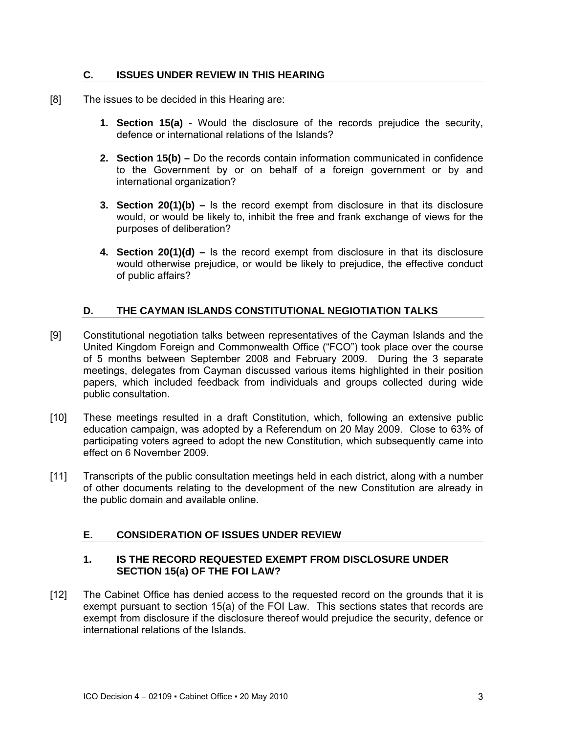## C. ISSUES UNDER REVIEW IN THIS HEARING

[8] The issues to be decided in this Hearing are:

1. **Section 15(a) -** Would the disclosure of the records prejudice the security, defence or international relations of the Islands?

2. **Section 15(b) –** Do the records contain information communicated in confidence to the Government by or on behalf of a foreign government or by and international organization?

3. **Section 20(1)(b) –** Is the record exempt from disclosure in that its disclosure would, or would be likely to, inhibit the free and frank exchange of views for the purposes of deliberation?

4. **Section 20(1)(d) –** Is the record exempt from disclosure in that its disclosure would otherwise prejudice, or would be likely to prejudice, the effective conduct of public affairs?

## D. THE CAYMAN ISLANDS CONSTITUTIONAL NEGIOTIATION TALKS

[9] Constitutional negotiation talks between representatives of the Cayman Islands and the United Kingdom Foreign and Commonwealth Office ("FCO") took place over the course of 5 months between September 2008 and February 2009. During the 3 separate meetings, delegates from Cayman discussed various items highlighted in their position papers, which included feedback from individuals and groups collected during wide public consultation.

[10] These meetings resulted in a draft Constitution, which, following an extensive public education campaign, was adopted by a Referendum on 20 May 2009. Close to 63% of participating voters agreed to adopt the new Constitution, which subsequently came into effect on 6 November 2009.

[11] Transcripts of the public consultation meetings held in each district, along with a number of other documents relating to the development of the new Constitution are already in the public domain and available online.

## E. CONSIDERATION OF ISSUES UNDER REVIEW

### 1. IS THE RECORD REQUESTED EXEMPT FROM DISCLOSURE UNDER SECTION 15(a) OF THE FOI LAW?

[12] The Cabinet Office has denied access to the requested record on the grounds that it is exempt pursuant to section 15(a) of the FOI Law. This sections states that records are exempt from disclosure if the disclosure thereof would prejudice the security, defence or international relations of the Islands.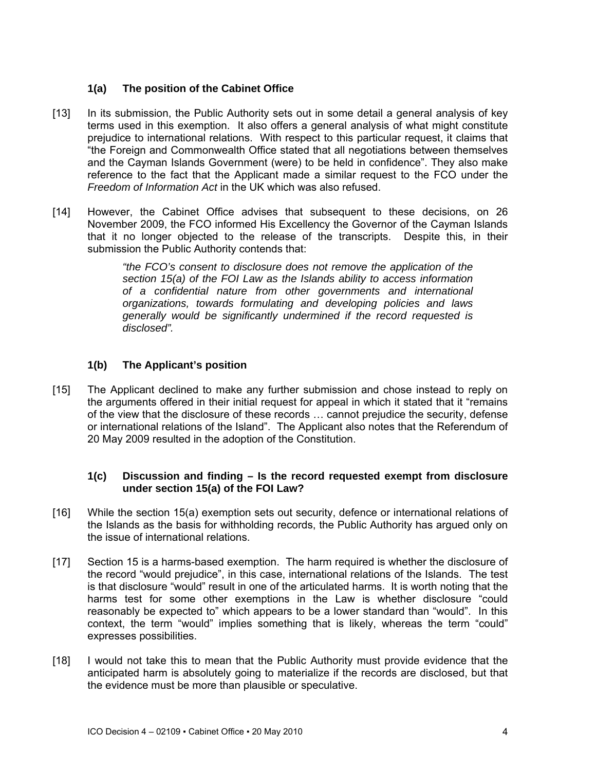### 1(a) The position of the Cabinet Office

[13] In its submission, the Public Authority sets out in some detail a general analysis of key terms used in this exemption. It also offers a general analysis of what might constitute prejudice to international relations. With respect to this particular request, it claims that "the Foreign and Commonwealth Office stated that all negotiations between themselves and the Cayman Islands Government (were) to be held in confidence". They also make reference to the fact that the Applicant made a similar request to the FCO under the *Freedom of Information Act* in the UK which was also refused.

[14] However, the Cabinet Office advises that subsequent to these decisions, on 26 November 2009, the FCO informed His Excellency the Governor of the Cayman Islands that it no longer objected to the release of the transcripts. Despite this, in their submission the Public Authority contends that:

> *"the FCO's consent to disclosure does not remove the application of the section 15(a) of the FOI Law as the Islands ability to access information of a confidential nature from other governments and international organizations, towards formulating and developing policies and laws generally would be significantly undermined if the record requested is disclosed".*

### 1(b) The Applicant's position

[15] The Applicant declined to make any further submission and chose instead to reply on the arguments offered in their initial request for appeal in which it stated that it "remains of the view that the disclosure of these records … cannot prejudice the security, defense or international relations of the Island". The Applicant also notes that the Referendum of 20 May 2009 resulted in the adoption of the Constitution.

### 1(c) Discussion and finding – Is the record requested exempt from disclosure under section 15(a) of the FOI Law?

[16] While the section 15(a) exemption sets out security, defence or international relations of the Islands as the basis for withholding records, the Public Authority has argued only on the issue of international relations.

[17] Section 15 is a harms-based exemption. The harm required is whether the disclosure of the record "would prejudice", in this case, international relations of the Islands. The test is that disclosure "would" result in one of the articulated harms. It is worth noting that the harms test for some other exemptions in the Law is whether disclosure "could reasonably be expected to" which appears to be a lower standard than "would". In this context, the term "would" implies something that is likely, whereas the term "could" expresses possibilities.

[18] I would not take this to mean that the Public Authority must provide evidence that the anticipated harm is absolutely going to materialize if the records are disclosed, but that the evidence must be more than plausible or speculative.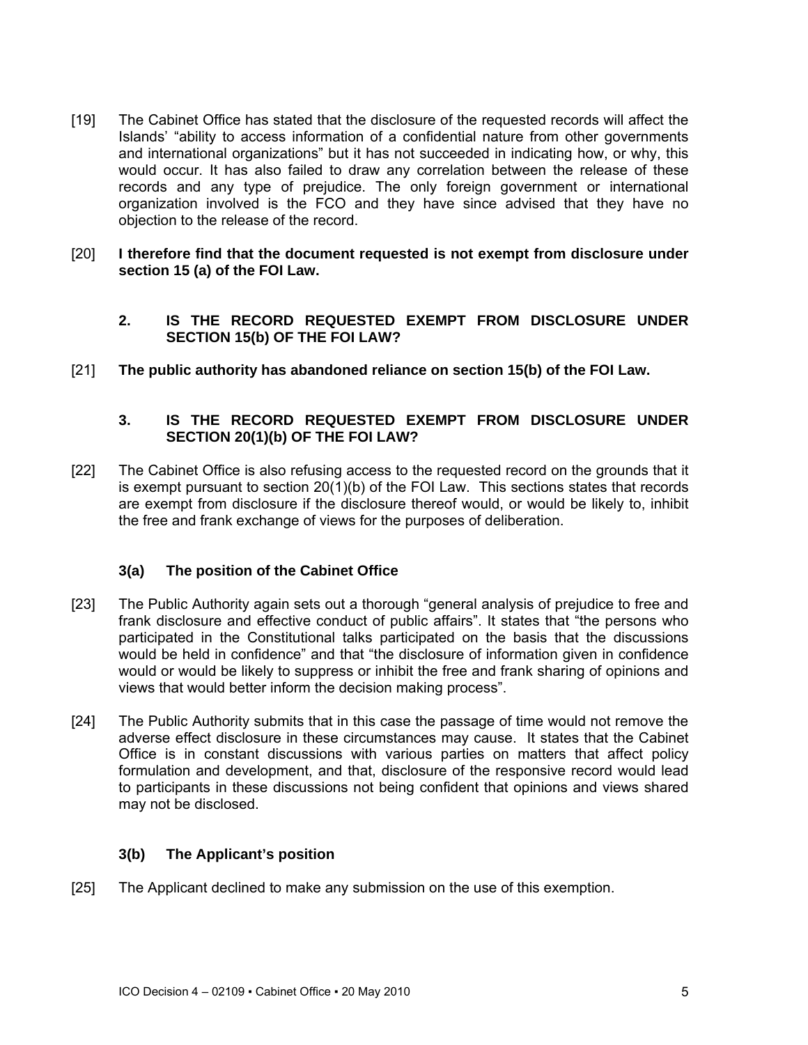[19] The Cabinet Office has stated that the disclosure of the requested records will affect the Islands' "ability to access information of a confidential nature from other governments and international organizations" but it has not succeeded in indicating how, or why, this would occur. It has also failed to draw any correlation between the release of these records and any type of prejudice. The only foreign government or international organization involved is the FCO and they have since advised that they have no objection to the release of the record.

[20] **I therefore find that the document requested is not exempt from disclosure under section 15 (a) of the FOI Law.**

### 2. IS THE RECORD REQUESTED EXEMPT FROM DISCLOSURE UNDER SECTION 15(b) OF THE FOI LAW?

[21] **The public authority has abandoned reliance on section 15(b) of the FOI Law.**

### 3. IS THE RECORD REQUESTED EXEMPT FROM DISCLOSURE UNDER SECTION 20(1)(b) OF THE FOI LAW?

[22] The Cabinet Office is also refusing access to the requested record on the grounds that it is exempt pursuant to section 20(1)(b) of the FOI Law. This sections states that records are exempt from disclosure if the disclosure thereof would, or would be likely to, inhibit the free and frank exchange of views for the purposes of deliberation.

#### 3(a) The position of the Cabinet Office

[23] The Public Authority again sets out a thorough "general analysis of prejudice to free and frank disclosure and effective conduct of public affairs". It states that "the persons who participated in the Constitutional talks participated on the basis that the discussions would be held in confidence" and that "the disclosure of information given in confidence would or would be likely to suppress or inhibit the free and frank sharing of opinions and views that would better inform the decision making process".

[24] The Public Authority submits that in this case the passage of time would not remove the adverse effect disclosure in these circumstances may cause. It states that the Cabinet Office is in constant discussions with various parties on matters that affect policy formulation and development, and that, disclosure of the responsive record would lead to participants in these discussions not being confident that opinions and views shared may not be disclosed.

#### 3(b) The Applicant's position

[25] The Applicant declined to make any submission on the use of this exemption.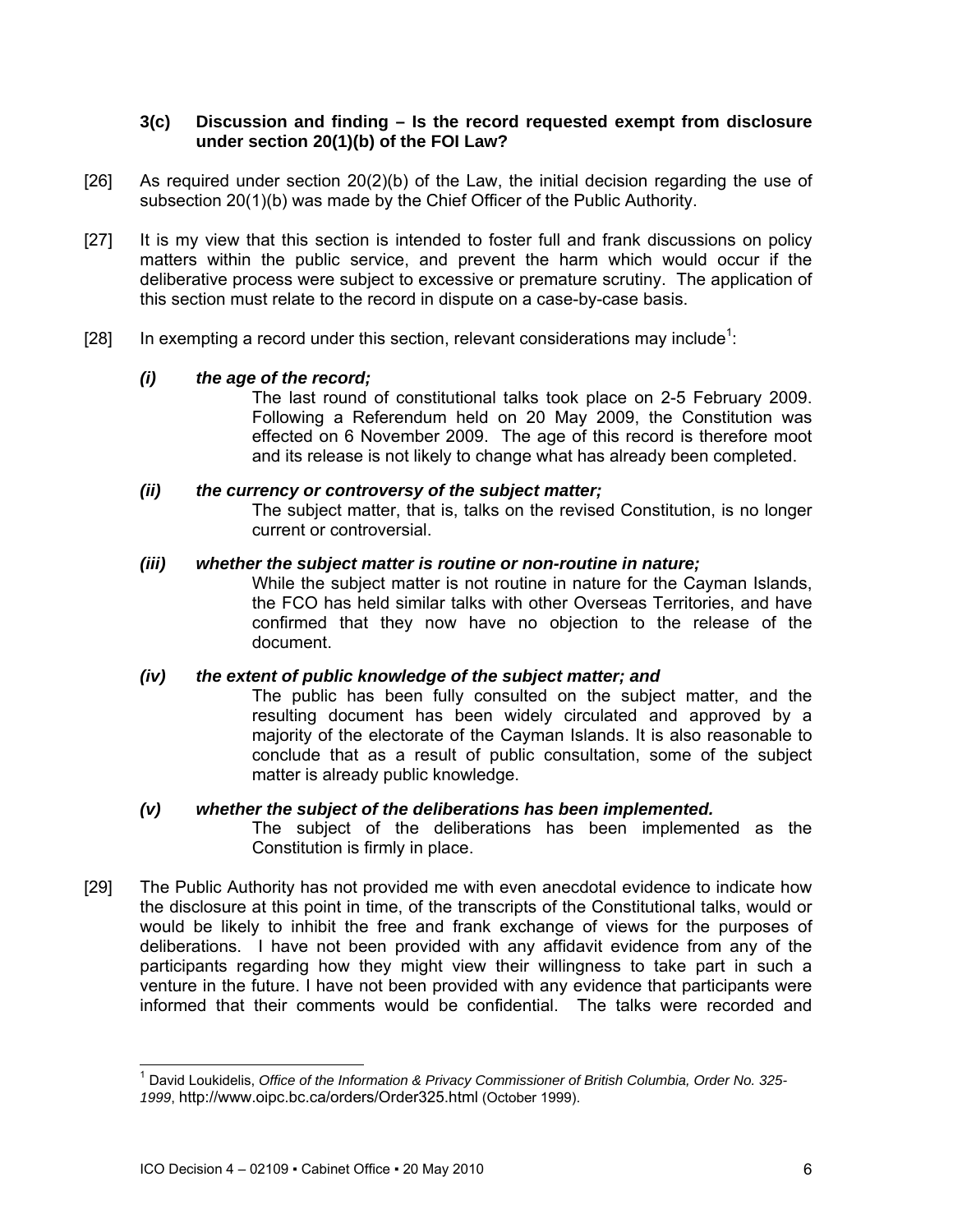### 3(c) Discussion and finding – Is the record requested exempt from disclosure under section 20(1)(b) of the FOI Law?

[26] As required under section 20(2)(b) of the Law, the initial decision regarding the use of subsection 20(1)(b) was made by the Chief Officer of the Public Authority.

[27] It is my view that this section is intended to foster full and frank discussions on policy matters within the public service, and prevent the harm which would occur if the deliberative process were subject to excessive or premature scrutiny. The application of this section must relate to the record in dispute on a case-by-case basis.

[28] In exempting a record under this section, relevant considerations may include[1]:

***(i) the age of the record;***

The last round of constitutional talks took place on 2-5 February 2009. Following a Referendum held on 20 May 2009, the Constitution was effected on 6 November 2009. The age of this record is therefore moot and its release is not likely to change what has already been completed.

***(ii) the currency or controversy of the subject matter;***

The subject matter, that is, talks on the revised Constitution, is no longer current or controversial.

***(iii) whether the subject matter is routine or non-routine in nature;***

While the subject matter is not routine in nature for the Cayman Islands, the FCO has held similar talks with other Overseas Territories, and have confirmed that they now have no objection to the release of the document.

***(iv) the extent of public knowledge of the subject matter; and***

The public has been fully consulted on the subject matter, and the resulting document has been widely circulated and approved by a majority of the electorate of the Cayman Islands. It is also reasonable to conclude that as a result of public consultation, some of the subject matter is already public knowledge.

***(v) whether the subject of the deliberations has been implemented.***

The subject of the deliberations has been implemented as the Constitution is firmly in place.

[29] The Public Authority has not provided me with even anecdotal evidence to indicate how the disclosure at this point in time, of the transcripts of the Constitutional talks, would or would be likely to inhibit the free and frank exchange of views for the purposes of deliberations. I have not been provided with any affidavit evidence from any of the participants regarding how they might view their willingness to take part in such a venture in the future. I have not been provided with any evidence that participants were informed that their comments would be confidential. The talks were recorded and

---

[1] David Loukidelis, *Office of the Information & Privacy Commissioner of British Columbia, Order No. 325-1999*, http://www.oipc.bc.ca/orders/Order325.html (October 1999).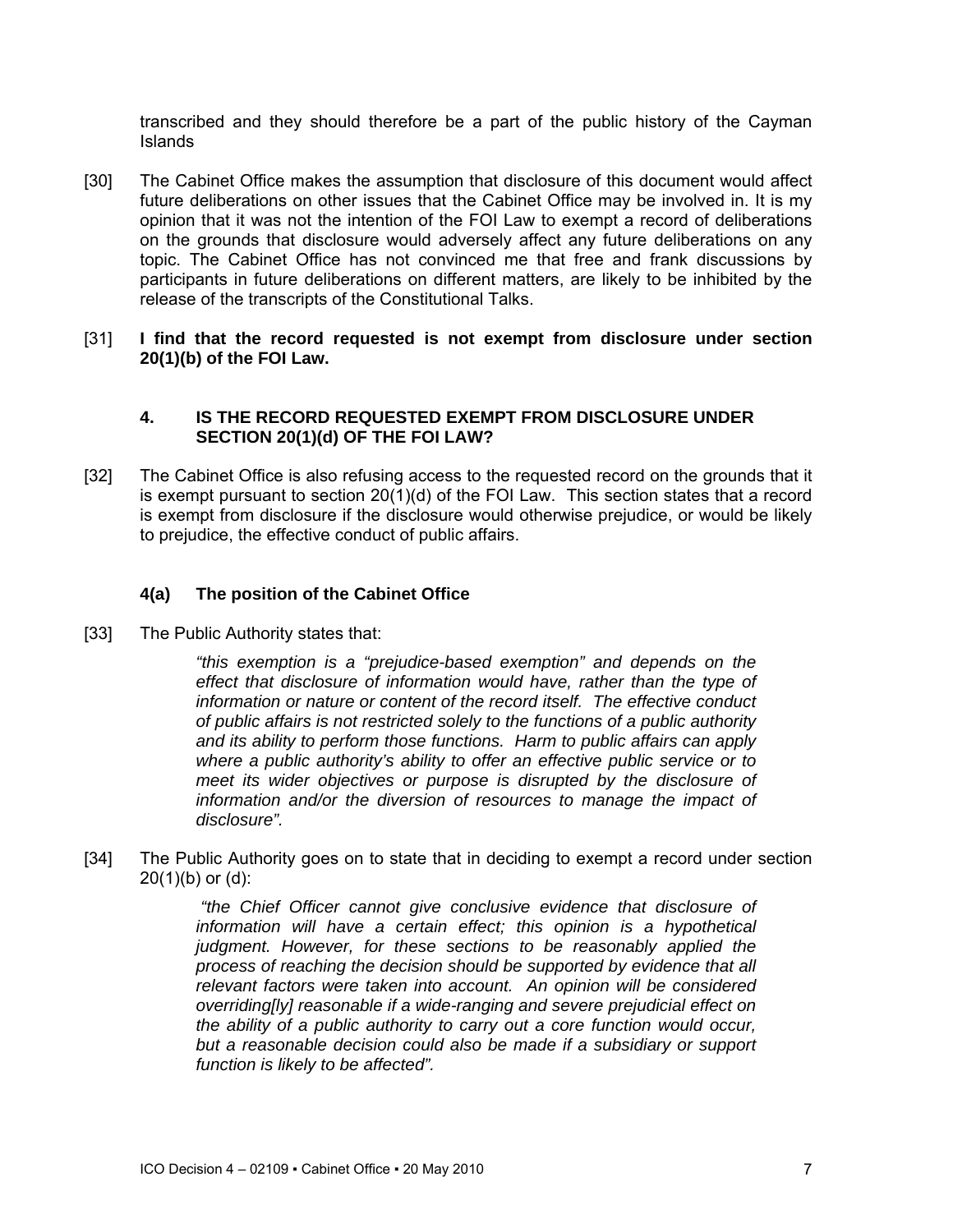transcribed and they should therefore be a part of the public history of the Cayman Islands

[30] The Cabinet Office makes the assumption that disclosure of this document would affect future deliberations on other issues that the Cabinet Office may be involved in. It is my opinion that it was not the intention of the FOI Law to exempt a record of deliberations on the grounds that disclosure would adversely affect any future deliberations on any topic. The Cabinet Office has not convinced me that free and frank discussions by participants in future deliberations on different matters, are likely to be inhibited by the release of the transcripts of the Constitutional Talks.

[31] **I find that the record requested is not exempt from disclosure under section 20(1)(b) of the FOI Law.**

## 4. IS THE RECORD REQUESTED EXEMPT FROM DISCLOSURE UNDER SECTION 20(1)(d) OF THE FOI LAW?

[32] The Cabinet Office is also refusing access to the requested record on the grounds that it is exempt pursuant to section 20(1)(d) of the FOI Law. This section states that a record is exempt from disclosure if the disclosure would otherwise prejudice, or would be likely to prejudice, the effective conduct of public affairs.

### 4(a) The position of the Cabinet Office

[33] The Public Authority states that:

> *"this exemption is a "prejudice-based exemption" and depends on the effect that disclosure of information would have, rather than the type of information or nature or content of the record itself. The effective conduct of public affairs is not restricted solely to the functions of a public authority and its ability to perform those functions. Harm to public affairs can apply where a public authority's ability to offer an effective public service or to meet its wider objectives or purpose is disrupted by the disclosure of information and/or the diversion of resources to manage the impact of disclosure".*

[34] The Public Authority goes on to state that in deciding to exempt a record under section 20(1)(b) or (d):

> *"the Chief Officer cannot give conclusive evidence that disclosure of information will have a certain effect; this opinion is a hypothetical judgment. However, for these sections to be reasonably applied the process of reaching the decision should be supported by evidence that all relevant factors were taken into account. An opinion will be considered overriding[ly] reasonable if a wide-ranging and severe prejudicial effect on the ability of a public authority to carry out a core function would occur, but a reasonable decision could also be made if a subsidiary or support function is likely to be affected".*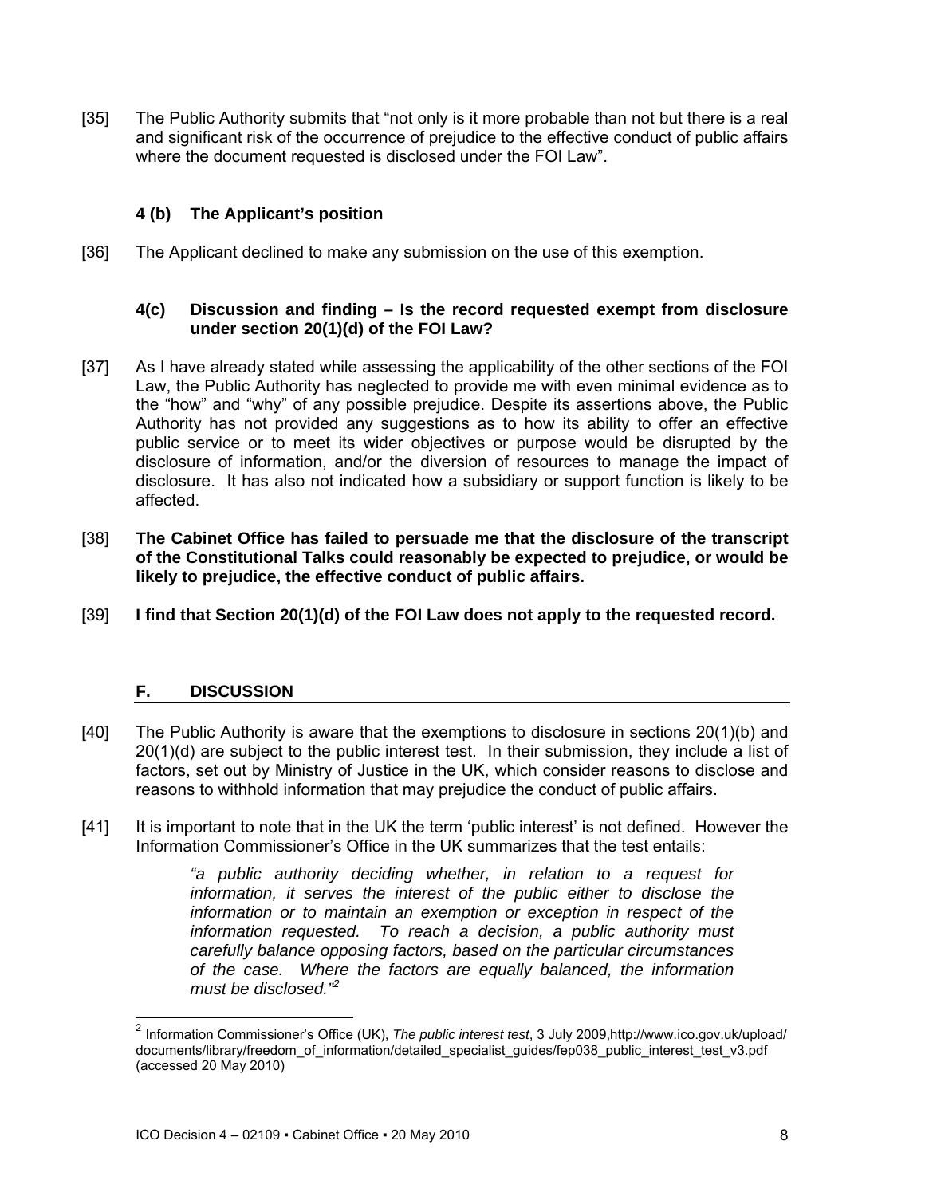[35] The Public Authority submits that "not only is it more probable than not but there is a real and significant risk of the occurrence of prejudice to the effective conduct of public affairs where the document requested is disclosed under the FOI Law".

### 4 (b) The Applicant's position

[36] The Applicant declined to make any submission on the use of this exemption.

### 4(c) Discussion and finding – Is the record requested exempt from disclosure under section 20(1)(d) of the FOI Law?

[37] As I have already stated while assessing the applicability of the other sections of the FOI Law, the Public Authority has neglected to provide me with even minimal evidence as to the "how" and "why" of any possible prejudice. Despite its assertions above, the Public Authority has not provided any suggestions as to how its ability to offer an effective public service or to meet its wider objectives or purpose would be disrupted by the disclosure of information, and/or the diversion of resources to manage the impact of disclosure. It has also not indicated how a subsidiary or support function is likely to be affected.

[38] **The Cabinet Office has failed to persuade me that the disclosure of the transcript of the Constitutional Talks could reasonably be expected to prejudice, or would be likely to prejudice, the effective conduct of public affairs.**

[39] **I find that Section 20(1)(d) of the FOI Law does not apply to the requested record.**

## F. DISCUSSION

[40] The Public Authority is aware that the exemptions to disclosure in sections 20(1)(b) and 20(1)(d) are subject to the public interest test. In their submission, they include a list of factors, set out by Ministry of Justice in the UK, which consider reasons to disclose and reasons to withhold information that may prejudice the conduct of public affairs.

[41] It is important to note that in the UK the term 'public interest' is not defined. However the Information Commissioner's Office in the UK summarizes that the test entails:

> *"a public authority deciding whether, in relation to a request for information, it serves the interest of the public either to disclose the information or to maintain an exemption or exception in respect of the information requested. To reach a decision, a public authority must carefully balance opposing factors, based on the particular circumstances of the case. Where the factors are equally balanced, the information must be disclosed."*[2]

---

[2] Information Commissioner's Office (UK), *The public interest test*, 3 July 2009,http://www.ico.gov.uk/upload/documents/library/freedom_of_information/detailed_specialist_guides/fep038_public_interest_test_v3.pdf (accessed 20 May 2010)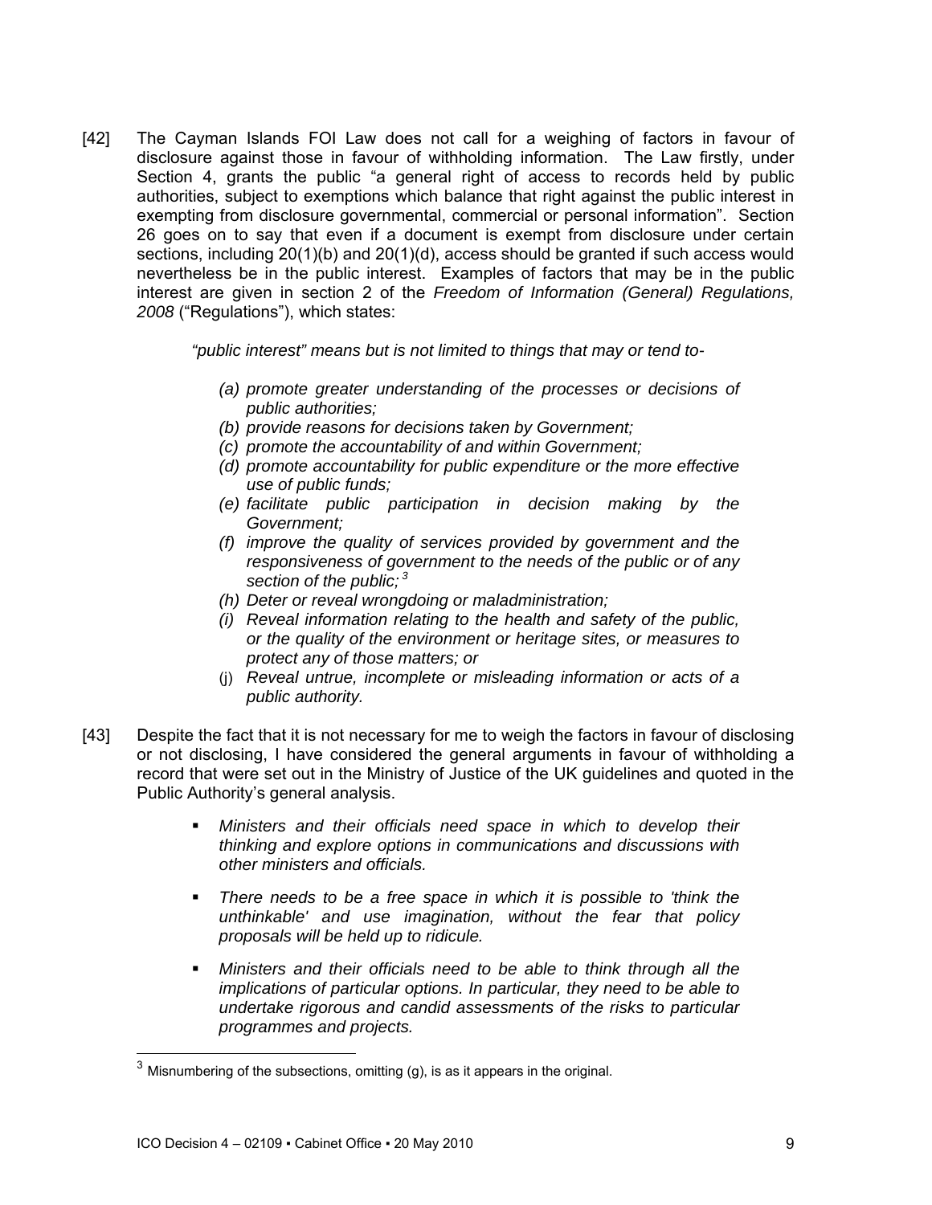[42] The Cayman Islands FOI Law does not call for a weighing of factors in favour of disclosure against those in favour of withholding information. The Law firstly, under Section 4, grants the public "a general right of access to records held by public authorities, subject to exemptions which balance that right against the public interest in exempting from disclosure governmental, commercial or personal information". Section 26 goes on to say that even if a document is exempt from disclosure under certain sections, including 20(1)(b) and 20(1)(d), access should be granted if such access would nevertheless be in the public interest. Examples of factors that may be in the public interest are given in section 2 of the *Freedom of Information (General) Regulations, 2008* ("Regulations"), which states:

> *"public interest" means but is not limited to things that may or tend to-*
>
> *(a) promote greater understanding of the processes or decisions of public authorities;*
> *(b) provide reasons for decisions taken by Government;*
> *(c) promote the accountability of and within Government;*
> *(d) promote accountability for public expenditure or the more effective use of public funds;*
> *(e) facilitate public participation in decision making by the Government;*
> *(f) improve the quality of services provided by government and the responsiveness of government to the needs of the public or of any section of the public;* [3]
> *(h) Deter or reveal wrongdoing or maladministration;*
> *(i) Reveal information relating to the health and safety of the public, or the quality of the environment or heritage sites, or measures to protect any of those matters; or*
> (j) *Reveal untrue, incomplete or misleading information or acts of a public authority.*

[43] Despite the fact that it is not necessary for me to weigh the factors in favour of disclosing or not disclosing, I have considered the general arguments in favour of withholding a record that were set out in the Ministry of Justice of the UK guidelines and quoted in the Public Authority's general analysis.

- *Ministers and their officials need space in which to develop their thinking and explore options in communications and discussions with other ministers and officials.*
- *There needs to be a free space in which it is possible to 'think the unthinkable' and use imagination, without the fear that policy proposals will be held up to ridicule.*
- *Ministers and their officials need to be able to think through all the implications of particular options. In particular, they need to be able to undertake rigorous and candid assessments of the risks to particular programmes and projects.*

[3] Misnumbering of the subsections, omitting (g), is as it appears in the original.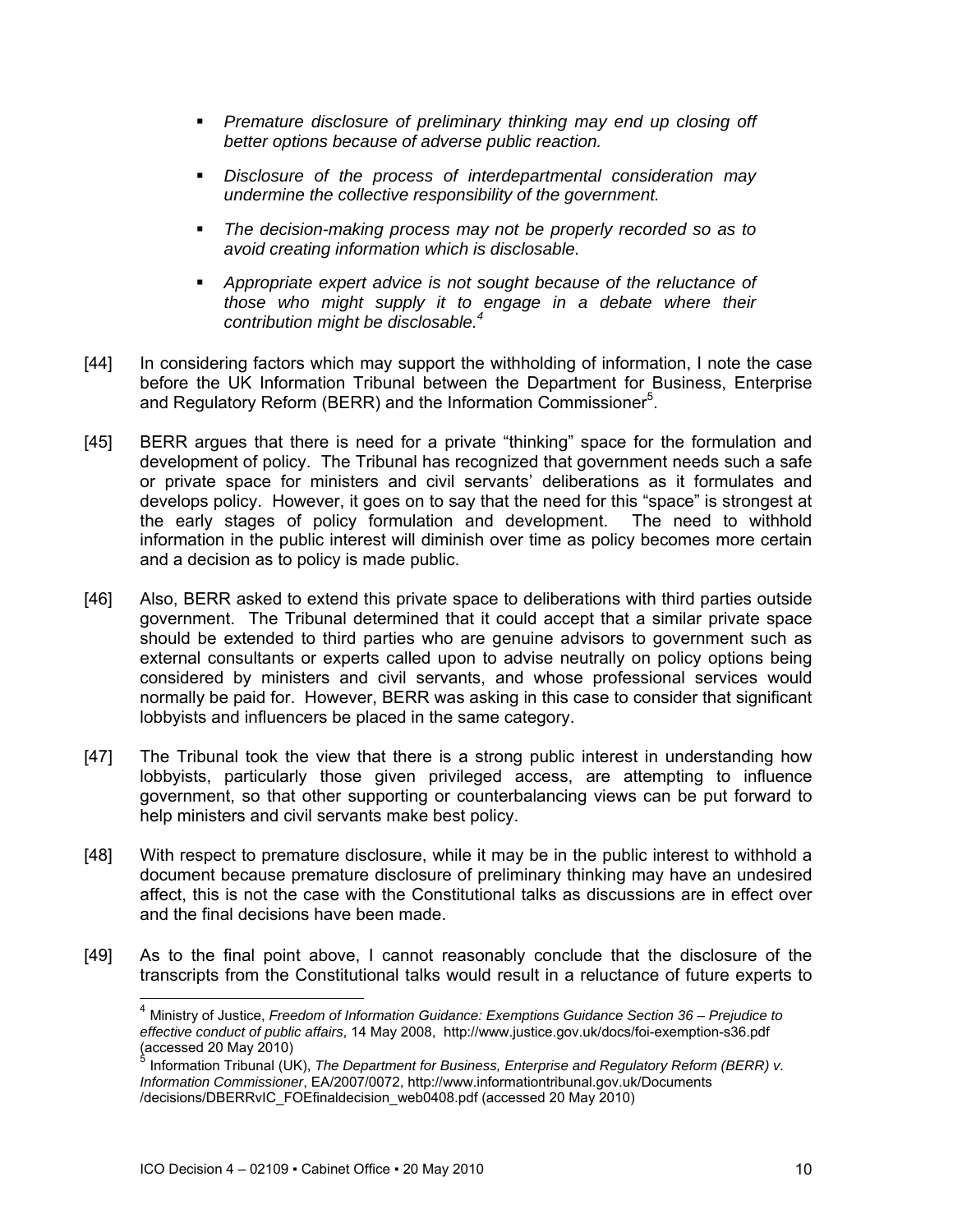- *Premature disclosure of preliminary thinking may end up closing off better options because of adverse public reaction.*

- *Disclosure of the process of interdepartmental consideration may undermine the collective responsibility of the government.*

- *The decision-making process may not be properly recorded so as to avoid creating information which is disclosable.*

- *Appropriate expert advice is not sought because of the reluctance of those who might supply it to engage in a debate where their contribution might be disclosable.*[4]

[44] In considering factors which may support the withholding of information, I note the case before the UK Information Tribunal between the Department for Business, Enterprise and Regulatory Reform (BERR) and the Information Commissioner[5].

[45] BERR argues that there is need for a private "thinking" space for the formulation and development of policy. The Tribunal has recognized that government needs such a safe or private space for ministers and civil servants' deliberations as it formulates and develops policy. However, it goes on to say that the need for this "space" is strongest at the early stages of policy formulation and development. The need to withhold information in the public interest will diminish over time as policy becomes more certain and a decision as to policy is made public.

[46] Also, BERR asked to extend this private space to deliberations with third parties outside government. The Tribunal determined that it could accept that a similar private space should be extended to third parties who are genuine advisors to government such as external consultants or experts called upon to advise neutrally on policy options being considered by ministers and civil servants, and whose professional services would normally be paid for. However, BERR was asking in this case to consider that significant lobbyists and influencers be placed in the same category.

[47] The Tribunal took the view that there is a strong public interest in understanding how lobbyists, particularly those given privileged access, are attempting to influence government, so that other supporting or counterbalancing views can be put forward to help ministers and civil servants make best policy.

[48] With respect to premature disclosure, while it may be in the public interest to withhold a document because premature disclosure of preliminary thinking may have an undesired affect, this is not the case with the Constitutional talks as discussions are in effect over and the final decisions have been made.

[49] As to the final point above, I cannot reasonably conclude that the disclosure of the transcripts from the Constitutional talks would result in a reluctance of future experts to

---

[4] Ministry of Justice, *Freedom of Information Guidance: Exemptions Guidance Section 36 – Prejudice to effective conduct of public affairs*, 14 May 2008, http://www.justice.gov.uk/docs/foi-exemption-s36.pdf (accessed 20 May 2010)

[5] Information Tribunal (UK), *The Department for Business, Enterprise and Regulatory Reform (BERR) v. Information Commissioner*, EA/2007/0072, http://www.informationtribunal.gov.uk/Documents /decisions/DBERRvIC_FOEfinaldecision_web0408.pdf (accessed 20 May 2010)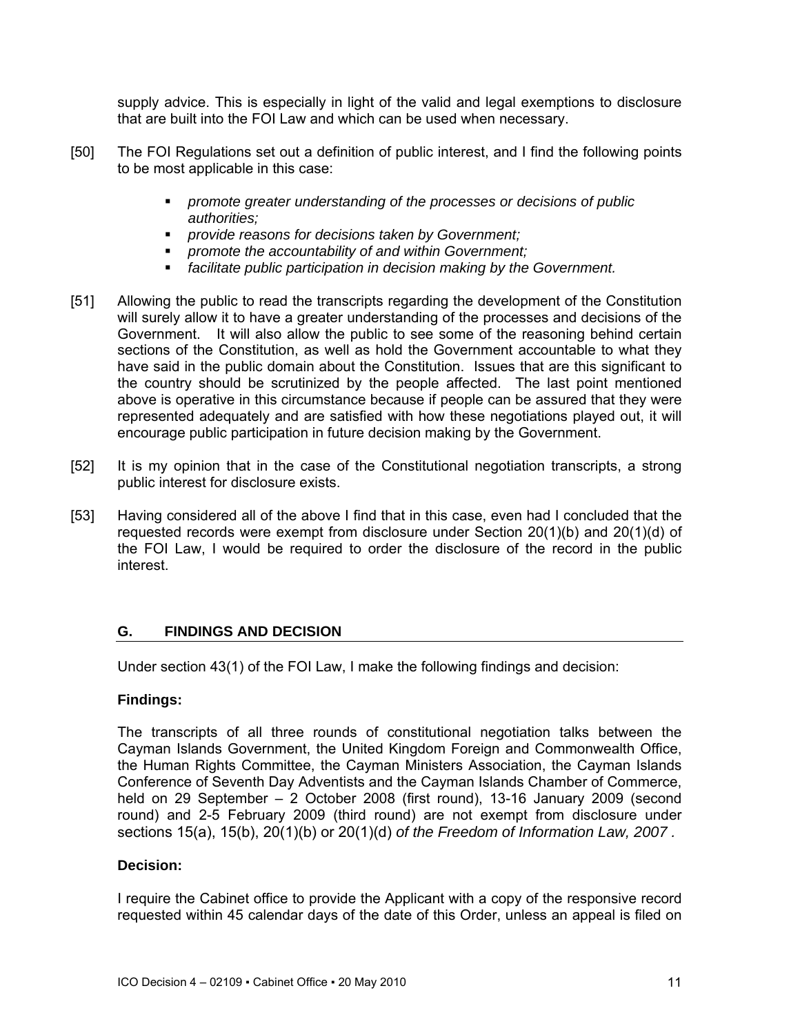supply advice. This is especially in light of the valid and legal exemptions to disclosure that are built into the FOI Law and which can be used when necessary.

[50] The FOI Regulations set out a definition of public interest, and I find the following points to be most applicable in this case:

- *promote greater understanding of the processes or decisions of public authorities;*
- *provide reasons for decisions taken by Government;*
- *promote the accountability of and within Government;*
- *facilitate public participation in decision making by the Government.*

[51] Allowing the public to read the transcripts regarding the development of the Constitution will surely allow it to have a greater understanding of the processes and decisions of the Government. It will also allow the public to see some of the reasoning behind certain sections of the Constitution, as well as hold the Government accountable to what they have said in the public domain about the Constitution. Issues that are this significant to the country should be scrutinized by the people affected. The last point mentioned above is operative in this circumstance because if people can be assured that they were represented adequately and are satisfied with how these negotiations played out, it will encourage public participation in future decision making by the Government.

[52] It is my opinion that in the case of the Constitutional negotiation transcripts, a strong public interest for disclosure exists.

[53] Having considered all of the above I find that in this case, even had I concluded that the requested records were exempt from disclosure under Section 20(1)(b) and 20(1)(d) of the FOI Law, I would be required to order the disclosure of the record in the public interest.

## G. FINDINGS AND DECISION

Under section 43(1) of the FOI Law, I make the following findings and decision:

**Findings:**

The transcripts of all three rounds of constitutional negotiation talks between the Cayman Islands Government, the United Kingdom Foreign and Commonwealth Office, the Human Rights Committee, the Cayman Ministers Association, the Cayman Islands Conference of Seventh Day Adventists and the Cayman Islands Chamber of Commerce, held on 29 September – 2 October 2008 (first round), 13-16 January 2009 (second round) and 2-5 February 2009 (third round) are not exempt from disclosure under sections 15(a), 15(b), 20(1)(b) or 20(1)(d) *of the Freedom of Information Law, 2007 .*

**Decision:**

I require the Cabinet office to provide the Applicant with a copy of the responsive record requested within 45 calendar days of the date of this Order, unless an appeal is filed on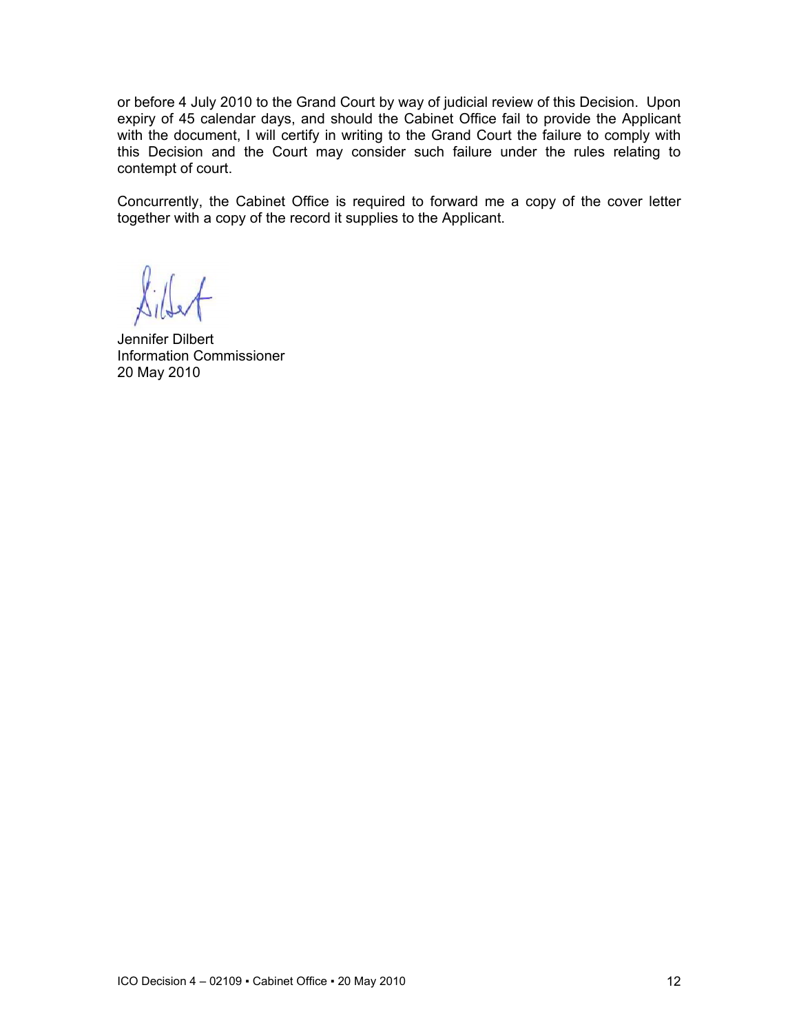or before 4 July 2010 to the Grand Court by way of judicial review of this Decision. Upon expiry of 45 calendar days, and should the Cabinet Office fail to provide the Applicant with the document, I will certify in writing to the Grand Court the failure to comply with this Decision and the Court may consider such failure under the rules relating to contempt of court.

Concurrently, the Cabinet Office is required to forward me a copy of the cover letter together with a copy of the record it supplies to the Applicant.

Jennifer Dilbert
Information Commissioner
20 May 2010